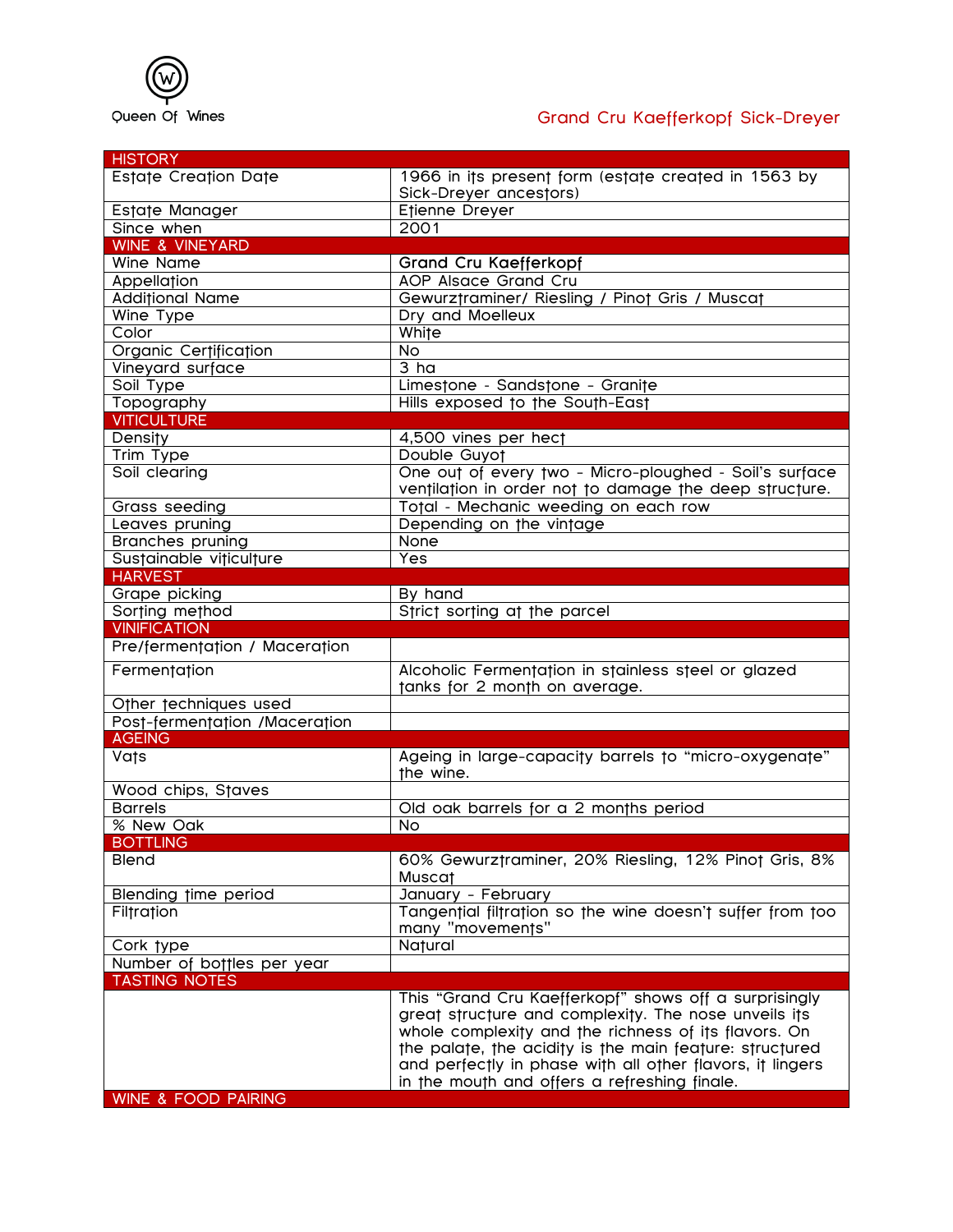Queen Of Wines

# Grand Cru Kaefferkopf Sick-Dreyer

| HISTORY | |
|---|---|
| Estate Creation Date | 1966 in its present form (estate created in 1563 by Sick-Dreyer ancestors) |
| Estate Manager | Etienne Dreyer |
| Since when | 2001 |
| **WINE & VINEYARD** | |
| Wine Name | **Grand Cru Kaefferkopf** |
| Appellation | AOP Alsace Grand Cru |
| Additional Name | Gewurztraminer/ Riesling / Pinot Gris / Muscat |
| Wine Type | Dry and Moelleux |
| Color | White |
| Organic Certification | No |
| Vineyard surface | 3 ha |
| Soil Type | Limestone - Sandstone - Granite |
| Topography | Hills exposed to the South-East |
| **VITICULTURE** | |
| Density | 4,500 vines per hect |
| Trim Type | Double Guyot |
| Soil clearing | One out of every two - Micro-ploughed - Soil's surface ventilation in order not to damage the deep structure. |
| Grass seeding | Total - Mechanic weeding on each row |
| Leaves pruning | Depending on the vintage |
| Branches pruning | None |
| Sustainable viticulture | Yes |
| **HARVEST** | |
| Grape picking | By hand |
| Sorting method | Strict sorting at the parcel |
| **VINIFICATION** | |
| Pre/fermentation / Maceration | |
| Fermentation | Alcoholic Fermentation in stainless steel or glazed tanks for 2 month on average. |
| Other techniques used | |
| Post-fermentation /Maceration | |
| **AGEING** | |
| Vats | Ageing in large-capacity barrels to "micro-oxygenate" the wine. |
| Wood chips, Staves | |
| Barrels | Old oak barrels for a 2 months period |
| % New Oak | No |
| **BOTTLING** | |
| Blend | 60% Gewurztraminer, 20% Riesling, 12% Pinot Gris, 8% Muscat |
| Blending time period | January - February |
| Filtration | Tangential filtration so the wine doesn't suffer from too many "movements" |
| Cork type | Natural |
| Number of bottles per year | |
| **TASTING NOTES** | |
| | This "Grand Cru Kaefferkopf" shows off a surprisingly great structure and complexity. The nose unveils its whole complexity and the richness of its flavors. On the palate, the acidity is the main feature: structured and perfectly in phase with all other flavors, it lingers in the mouth and offers a refreshing finale. |
| **WINE & FOOD PAIRING** | |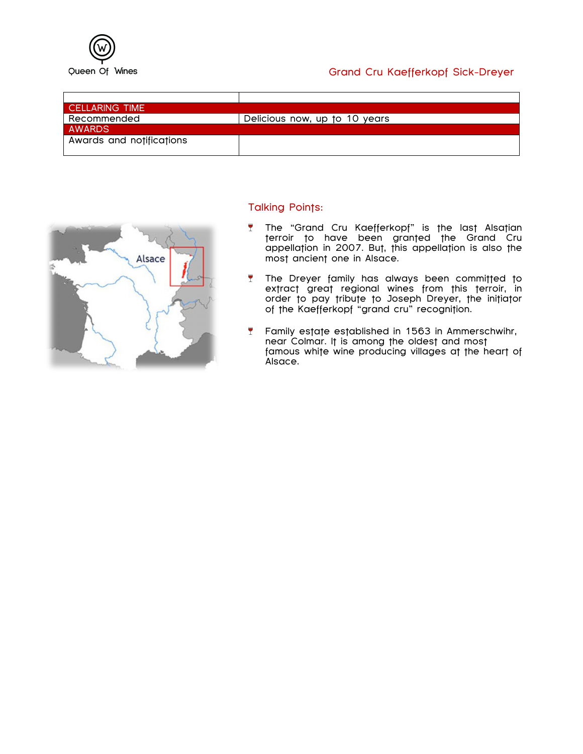Queen Of Wines

Grand Cru Kaefferkopf Sick-Dreyer

| | |
|---|---|
| **CELLARING TIME** | |
| Recommended | Delicious now, up to 10 years |
| **AWARDS** | |
| Awards and notifications | |

Alsace

## Talking Points:

- The "Grand Cru Kaefferkopf" is the last Alsatian terroir to have been granted the Grand Cru appellation in 2007. But, this appellation is also the most ancient one in Alsace.

- The Dreyer family has always been committed to extract great regional wines from this terroir, in order to pay tribute to Joseph Dreyer, the initiator of the Kaefferkopf "grand cru" recognition.

- Family estate established in 1563 in Ammerschwihr, near Colmar. It is among the oldest and most famous white wine producing villages at the heart of Alsace.